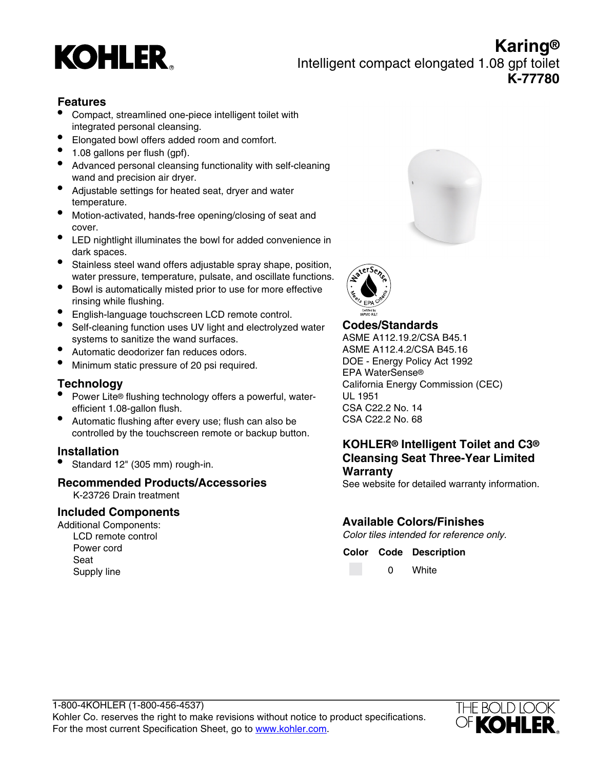# KOHLER

## Karing®

Intelligent compact elongated 1.08 gpf toilet

**K-77780**

### Features

- Compact, streamlined one-piece intelligent toilet with integrated personal cleansing.
- Elongated bowl offers added room and comfort.
- 1.08 gallons per flush (gpf).
- Advanced personal cleansing functionality with self-cleaning wand and precision air dryer.
- Adjustable settings for heated seat, dryer and water temperature.
- Motion-activated, hands-free opening/closing of seat and cover.
- LED nightlight illuminates the bowl for added convenience in dark spaces.
- Stainless steel wand offers adjustable spray shape, position, water pressure, temperature, pulsate, and oscillate functions.
- Bowl is automatically misted prior to use for more effective rinsing while flushing.
- English-language touchscreen LCD remote control.
- Self-cleaning function uses UV light and electrolyzed water systems to sanitize the wand surfaces.
- Automatic deodorizer fan reduces odors.
- Minimum static pressure of 20 psi required.

### Technology

- Power Lite® flushing technology offers a powerful, water-efficient 1.08-gallon flush.
- Automatic flushing after every use; flush can also be controlled by the touchscreen remote or backup button.

### Installation

- Standard 12" (305 mm) rough-in.

### Recommended Products/Accessories

K-23726 Drain treatment

### Included Components

Additional Components:

- LCD remote control
- Power cord
- Seat
- Supply line

### Codes/Standards

ASME A112.19.2/CSA B45.1
ASME A112.4.2/CSA B45.16
DOE - Energy Policy Act 1992
EPA WaterSense®
California Energy Commission (CEC)
UL 1951
CSA C22.2 No. 14
CSA C22.2 No. 68

### KOHLER® Intelligent Toilet and C3® Cleansing Seat Three-Year Limited Warranty

See website for detailed warranty information.

### Available Colors/Finishes

*Color tiles intended for reference only.*

| Color | Code | Description |
| --- | --- | --- |
| | 0 | White |

1-800-4KOHLER (1-800-456-4537)
Kohler Co. reserves the right to make revisions without notice to product specifications.
For the most current Specification Sheet, go to www.kohler.com.

THE BOLD LOOK OF KOHLER.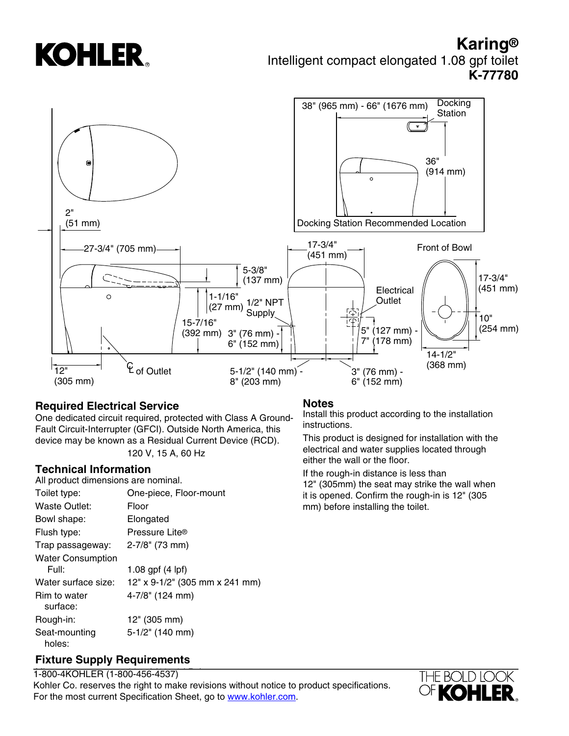# Karing®

Intelligent compact elongated 1.08 gpf toilet

**K-77780**

38" (965 mm) - 66" (1676 mm)

Docking Station

36" (914 mm)

Docking Station Recommended Location

2" (51 mm)

27-3/4" (705 mm)

5-3/8" (137 mm)

1-1/16" (27 mm)

1/2" NPT Supply

15-7/16" (392 mm)

3" (76 mm) - 6" (152 mm)

12" (305 mm)

℄ of Outlet

17-3/4" (451 mm)

Electrical Outlet

5" (127 mm) - 7" (178 mm)

5-1/2" (140 mm) - 8" (203 mm)

3" (76 mm) - 6" (152 mm)

Front of Bowl

17-3/4" (451 mm)

10" (254 mm)

14-1/2" (368 mm)

## Required Electrical Service

One dedicated circuit required, protected with Class A Ground-Fault Circuit-Interrupter (GFCI). Outside North America, this device may be known as a Residual Current Device (RCD).

120 V, 15 A, 60 Hz

## Technical Information

All product dimensions are nominal.

| | |
|---|---|
| Toilet type: | One-piece, Floor-mount |
| Waste Outlet: | Floor |
| Bowl shape: | Elongated |
| Flush type: | Pressure Lite® |
| Trap passageway: | 2-7/8" (73 mm) |
| Water Consumption Full: | 1.08 gpf (4 lpf) |
| Water surface size: | 12" x 9-1/2" (305 mm x 241 mm) |
| Rim to water surface: | 4-7/8" (124 mm) |
| Rough-in: | 12" (305 mm) |
| Seat-mounting holes: | 5-1/2" (140 mm) |

## Fixture Supply Requirements

## Notes

Install this product according to the installation instructions.

This product is designed for installation with the electrical and water supplies located through either the wall or the floor.

If the rough-in distance is less than 12" (305mm) the seat may strike the wall when it is opened. Confirm the rough-in is 12" (305 mm) before installing the toilet.

1-800-4KOHLER (1-800-456-4537)

Kohler Co. reserves the right to make revisions without notice to product specifications.

For the most current Specification Sheet, go to www.kohler.com.